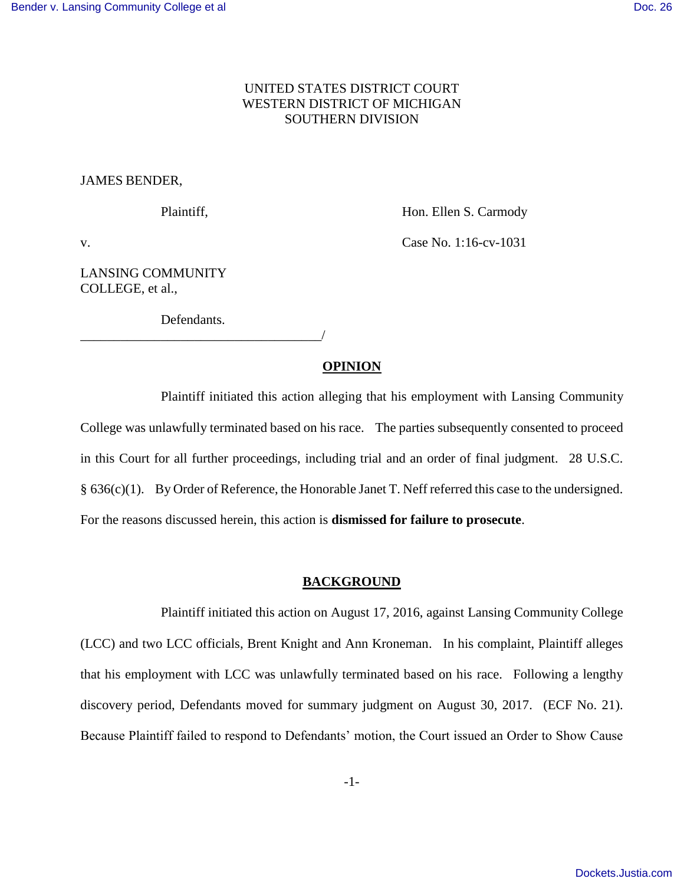UNITED STATES DISTRICT COURT
WESTERN DISTRICT OF MICHIGAN
SOUTHERN DIVISION

JAMES BENDER,

Plaintiff, Hon. Ellen S. Carmody

v. Case No. 1:16-cv-1031

LANSING COMMUNITY COLLEGE, et al.,

Defendants.
_____________________________________/

## OPINION

Plaintiff initiated this action alleging that his employment with Lansing Community College was unlawfully terminated based on his race. The parties subsequently consented to proceed in this Court for all further proceedings, including trial and an order of final judgment. 28 U.S.C. § 636(c)(1). By Order of Reference, the Honorable Janet T. Neff referred this case to the undersigned. For the reasons discussed herein, this action is **dismissed for failure to prosecute**.

## BACKGROUND

Plaintiff initiated this action on August 17, 2016, against Lansing Community College (LCC) and two LCC officials, Brent Knight and Ann Kroneman. In his complaint, Plaintiff alleges that his employment with LCC was unlawfully terminated based on his race. Following a lengthy discovery period, Defendants moved for summary judgment on August 30, 2017. (ECF No. 21). Because Plaintiff failed to respond to Defendants' motion, the Court issued an Order to Show Cause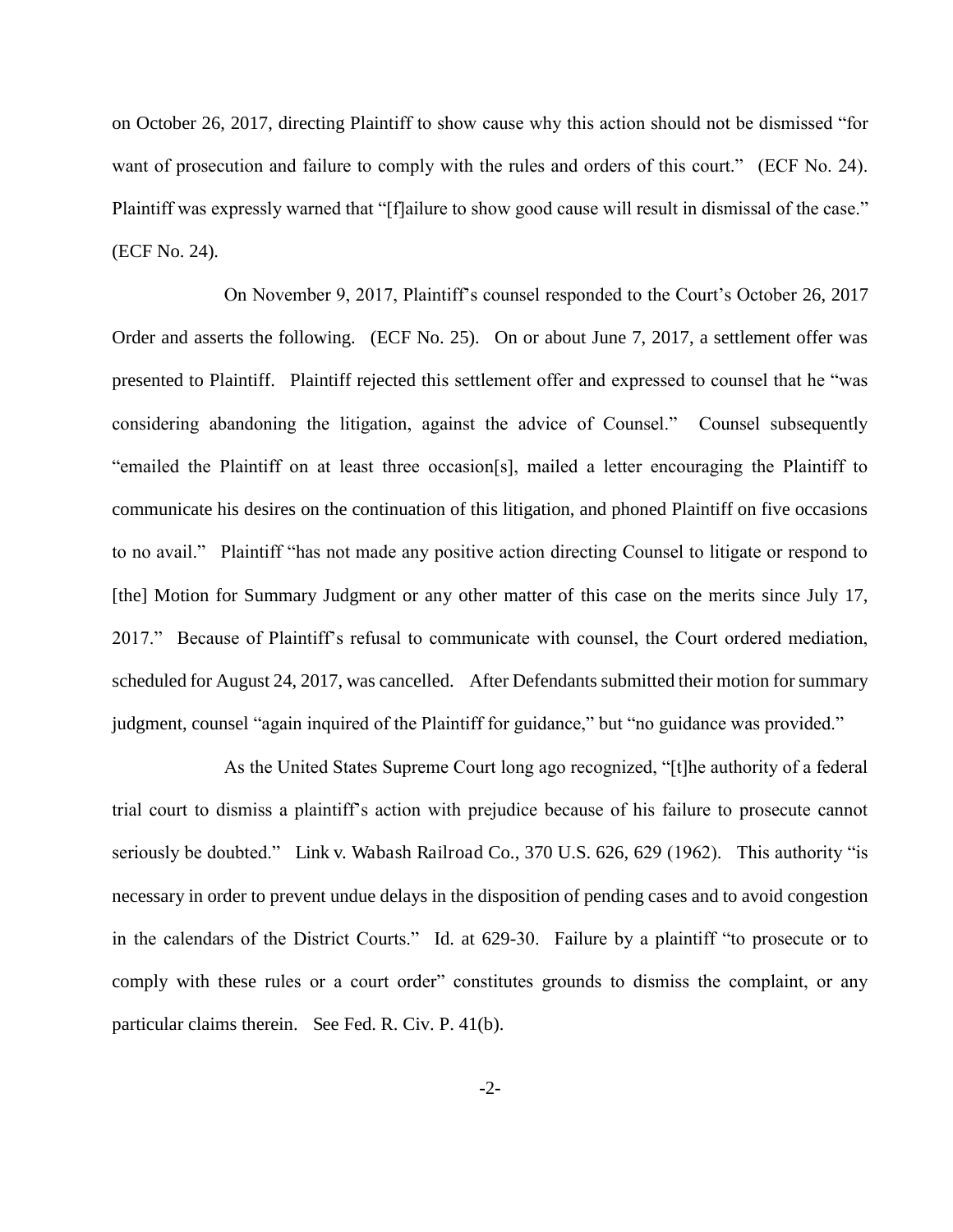on October 26, 2017, directing Plaintiff to show cause why this action should not be dismissed "for want of prosecution and failure to comply with the rules and orders of this court." (ECF No. 24). Plaintiff was expressly warned that "[f]ailure to show good cause will result in dismissal of the case." (ECF No. 24).

On November 9, 2017, Plaintiff's counsel responded to the Court's October 26, 2017 Order and asserts the following. (ECF No. 25). On or about June 7, 2017, a settlement offer was presented to Plaintiff. Plaintiff rejected this settlement offer and expressed to counsel that he "was considering abandoning the litigation, against the advice of Counsel." Counsel subsequently "emailed the Plaintiff on at least three occasion[s], mailed a letter encouraging the Plaintiff to communicate his desires on the continuation of this litigation, and phoned Plaintiff on five occasions to no avail." Plaintiff "has not made any positive action directing Counsel to litigate or respond to [the] Motion for Summary Judgment or any other matter of this case on the merits since July 17, 2017." Because of Plaintiff's refusal to communicate with counsel, the Court ordered mediation, scheduled for August 24, 2017, was cancelled. After Defendants submitted their motion for summary judgment, counsel "again inquired of the Plaintiff for guidance," but "no guidance was provided."

As the United States Supreme Court long ago recognized, "[t]he authority of a federal trial court to dismiss a plaintiff's action with prejudice because of his failure to prosecute cannot seriously be doubted." Link v. Wabash Railroad Co., 370 U.S. 626, 629 (1962). This authority "is necessary in order to prevent undue delays in the disposition of pending cases and to avoid congestion in the calendars of the District Courts." Id. at 629-30. Failure by a plaintiff "to prosecute or to comply with these rules or a court order" constitutes grounds to dismiss the complaint, or any particular claims therein. See Fed. R. Civ. P. 41(b).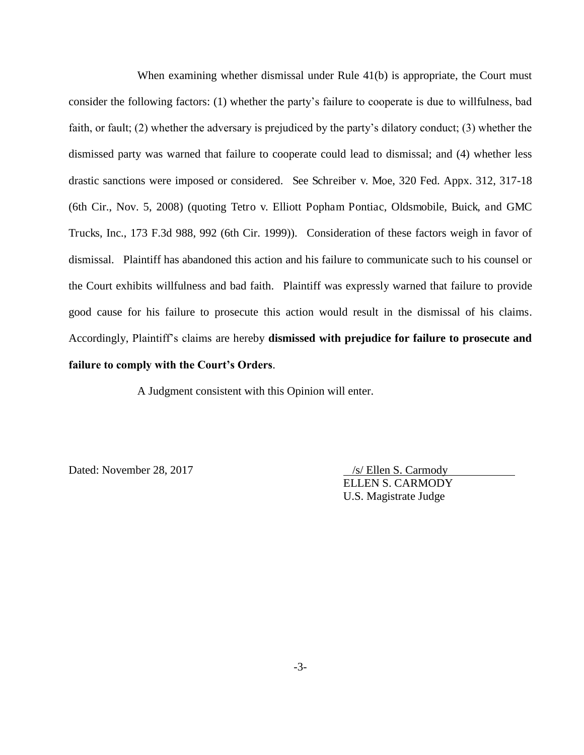When examining whether dismissal under Rule 41(b) is appropriate, the Court must consider the following factors: (1) whether the party's failure to cooperate is due to willfulness, bad faith, or fault; (2) whether the adversary is prejudiced by the party's dilatory conduct; (3) whether the dismissed party was warned that failure to cooperate could lead to dismissal; and (4) whether less drastic sanctions were imposed or considered. See Schreiber v. Moe, 320 Fed. Appx. 312, 317-18 (6th Cir., Nov. 5, 2008) (quoting Tetro v. Elliott Popham Pontiac, Oldsmobile, Buick, and GMC Trucks, Inc., 173 F.3d 988, 992 (6th Cir. 1999)). Consideration of these factors weigh in favor of dismissal. Plaintiff has abandoned this action and his failure to communicate such to his counsel or the Court exhibits willfulness and bad faith. Plaintiff was expressly warned that failure to provide good cause for his failure to prosecute this action would result in the dismissal of his claims. Accordingly, Plaintiff's claims are hereby **dismissed with prejudice for failure to prosecute and failure to comply with the Court's Orders**.

A Judgment consistent with this Opinion will enter.

Dated: November 28, 2017

/s/ Ellen S. Carmody
ELLEN S. CARMODY
U.S. Magistrate Judge